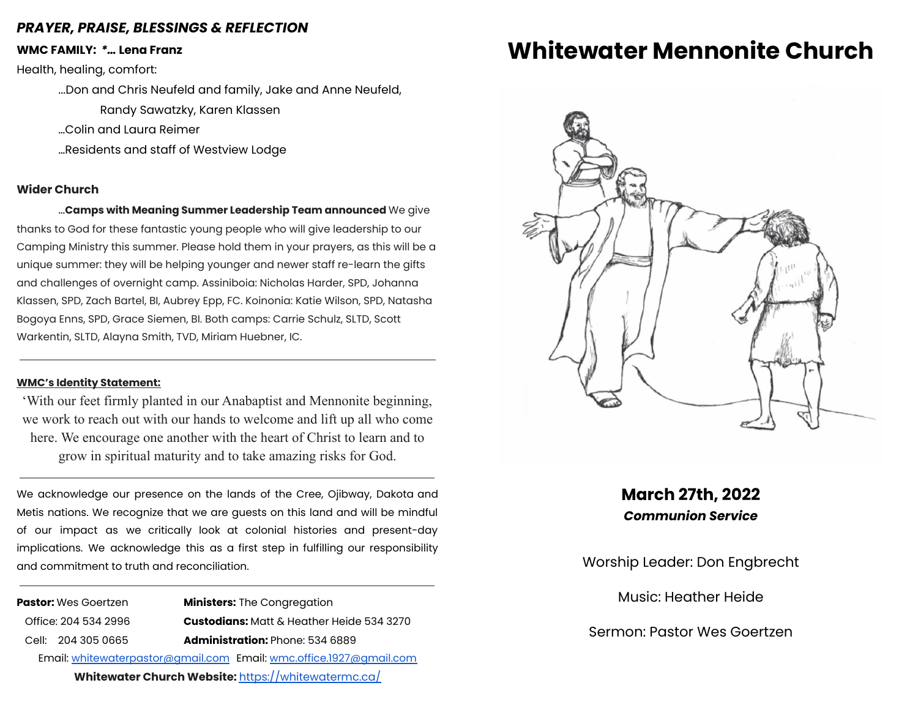***PRAYER, PRAISE, BLESSINGS & REFLECTION***

**WMC FAMILY: *… Lena Franz**

Health, healing, comfort:

…Don and Chris Neufeld and family, Jake and Anne Neufeld, Randy Sawatzky, Karen Klassen

…Colin and Laura Reimer

…Residents and staff of Westview Lodge

**Wider Church**

…**Camps with Meaning Summer Leadership Team announced** We give thanks to God for these fantastic young people who will give leadership to our Camping Ministry this summer. Please hold them in your prayers, as this will be a unique summer: they will be helping younger and newer staff re-learn the gifts and challenges of overnight camp. Assiniboia: Nicholas Harder, SPD, Johanna Klassen, SPD, Zach Bartel, BI, Aubrey Epp, FC. Koinonia: Katie Wilson, SPD, Natasha Bogoya Enns, SPD, Grace Siemen, BI. Both camps: Carrie Schulz, SLTD, Scott Warkentin, SLTD, Alayna Smith, TVD, Miriam Huebner, IC.

---

**WMC's Identity Statement:**

'With our feet firmly planted in our Anabaptist and Mennonite beginning, we work to reach out with our hands to welcome and lift up all who come here. We encourage one another with the heart of Christ to learn and to grow in spiritual maturity and to take amazing risks for God.

---

We acknowledge our presence on the lands of the Cree, Ojibway, Dakota and Metis nations. We recognize that we are guests on this land and will be mindful of our impact as we critically look at colonial histories and present-day implications. We acknowledge this as a first step in fulfilling our responsibility and commitment to truth and reconciliation.

---

**Pastor:** Wes Goertzen
Office: 204 534 2996
Cell: 204 305 0665
Email: whitewaterpastor@gmail.com

**Ministers:** The Congregation
**Custodians:** Matt & Heather Heide 534 3270
**Administration:** Phone: 534 6889
Email: wmc.office.1927@gmail.com

**Whitewater Church Website:** https://whitewatermc.ca/

# Whitewater Mennonite Church

**March 27th, 2022**

***Communion Service***

Worship Leader: Don Engbrecht

Music: Heather Heide

Sermon: Pastor Wes Goertzen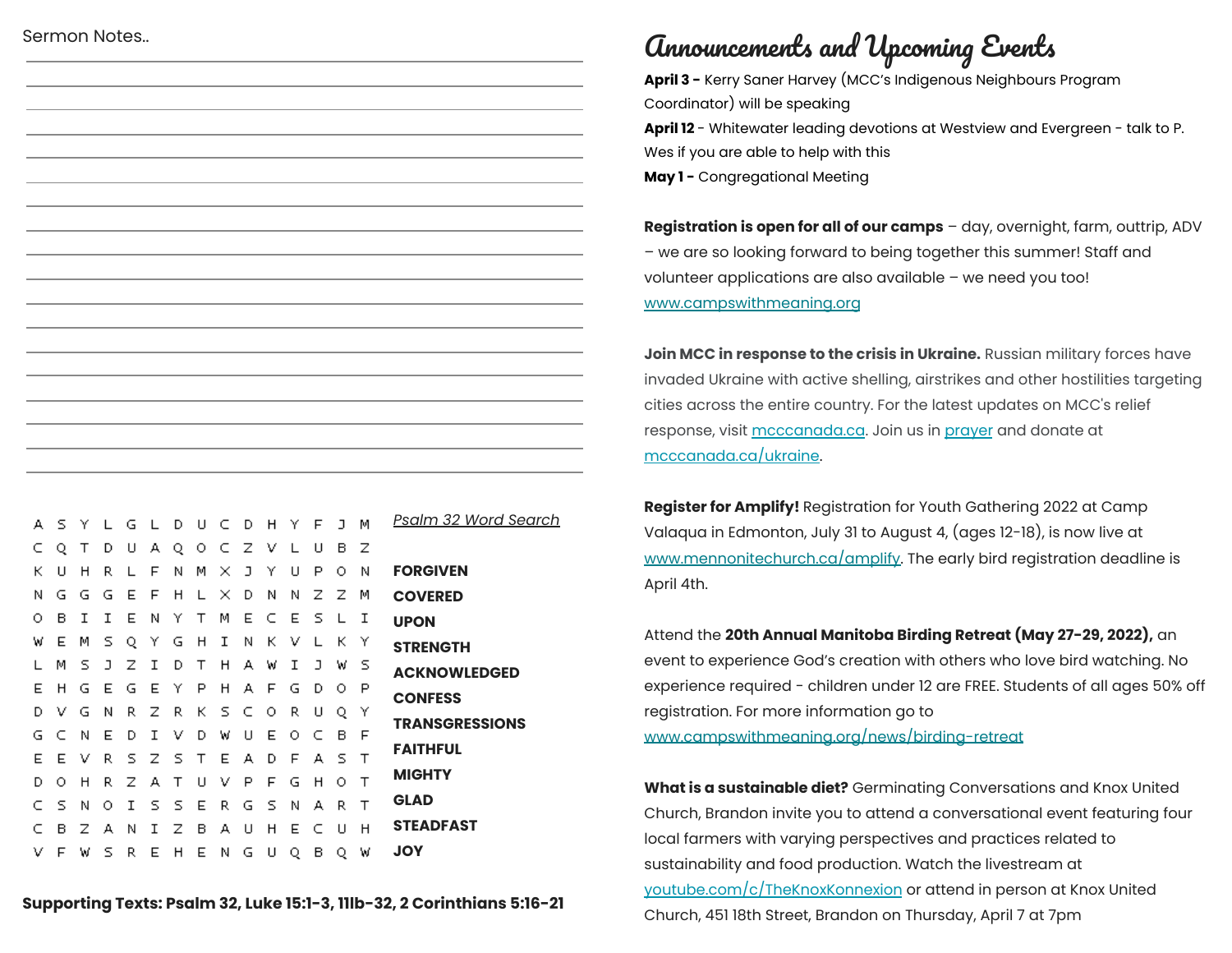Sermon Notes..

| | | | | | | | | | | | | | | |
|---|---|---|---|---|---|---|---|---|---|---|---|---|---|---|
| A | S | Y | L | G | L | D | U | C | D | H | Y | F | J | M |
| C | Q | T | D | U | A | Q | O | C | Z | V | L | U | B | Z |
| K | U | H | R | L | F | N | M | X | J | Y | U | P | O | N |
| N | G | G | G | E | F | H | L | X | D | N | N | Z | Z | M |
| O | B | I | I | E | N | Y | T | M | E | C | E | S | L | I |
| W | E | M | S | Q | Y | G | H | I | N | K | V | L | K | Y |
| L | M | S | J | Z | I | D | T | H | A | W | I | J | W | S |
| E | H | G | E | G | E | Y | P | H | A | F | G | D | O | P |
| D | V | G | N | R | Z | R | K | S | C | O | R | U | Q | Y |
| G | C | N | E | D | I | V | D | W | U | E | O | C | B | F |
| E | E | V | R | S | Z | S | T | E | A | D | F | A | S | T |
| D | O | H | R | Z | A | T | U | V | P | F | G | H | O | T |
| C | S | N | O | I | S | S | E | R | G | S | N | A | R | T |
| C | B | Z | A | N | I | Z | B | A | U | H | E | C | U | H |
| V | F | W | S | R | E | H | E | N | G | U | Q | B | Q | W |

*Psalm 32 Word Search*

**FORGIVEN**
**COVERED**
**UPON**
**STRENGTH**
**ACKNOWLEDGED**
**CONFESS**
**TRANSGRESSIONS**
**FAITHFUL**
**MIGHTY**
**GLAD**
**STEADFAST**
**JOY**

**Supporting Texts: Psalm 32, Luke 15:1-3, 11b-32, 2 Corinthians 5:16-21**

# Announcements and Upcoming Events

**April 3 -** Kerry Saner Harvey (MCC's Indigenous Neighbours Program Coordinator) will be speaking
**April 12** - Whitewater leading devotions at Westview and Evergreen - talk to P. Wes if you are able to help with this
**May 1 -** Congregational Meeting

**Registration is open for all of our camps** – day, overnight, farm, outtrip, ADV – we are so looking forward to being together this summer! Staff and volunteer applications are also available – we need you too! www.campswithmeaning.org

**Join MCC in response to the crisis in Ukraine.** Russian military forces have invaded Ukraine with active shelling, airstrikes and other hostilities targeting cities across the entire country. For the latest updates on MCC's relief response, visit mcccanada.ca. Join us in prayer and donate at mcccanada.ca/ukraine.

**Register for Amplify!** Registration for Youth Gathering 2022 at Camp Valaqua in Edmonton, July 31 to August 4, (ages 12-18), is now live at www.mennonitechurch.ca/amplify. The early bird registration deadline is April 4th.

Attend the **20th Annual Manitoba Birding Retreat (May 27-29, 2022),** an event to experience God's creation with others who love bird watching. No experience required - children under 12 are FREE. Students of all ages 50% off registration. For more information go to www.campswithmeaning.org/news/birding-retreat

**What is a sustainable diet?** Germinating Conversations and Knox United Church, Brandon invite you to attend a conversational event featuring four local farmers with varying perspectives and practices related to sustainability and food production. Watch the livestream at youtube.com/c/TheKnoxKonnexion or attend in person at Knox United Church, 451 18th Street, Brandon on Thursday, April 7 at 7pm